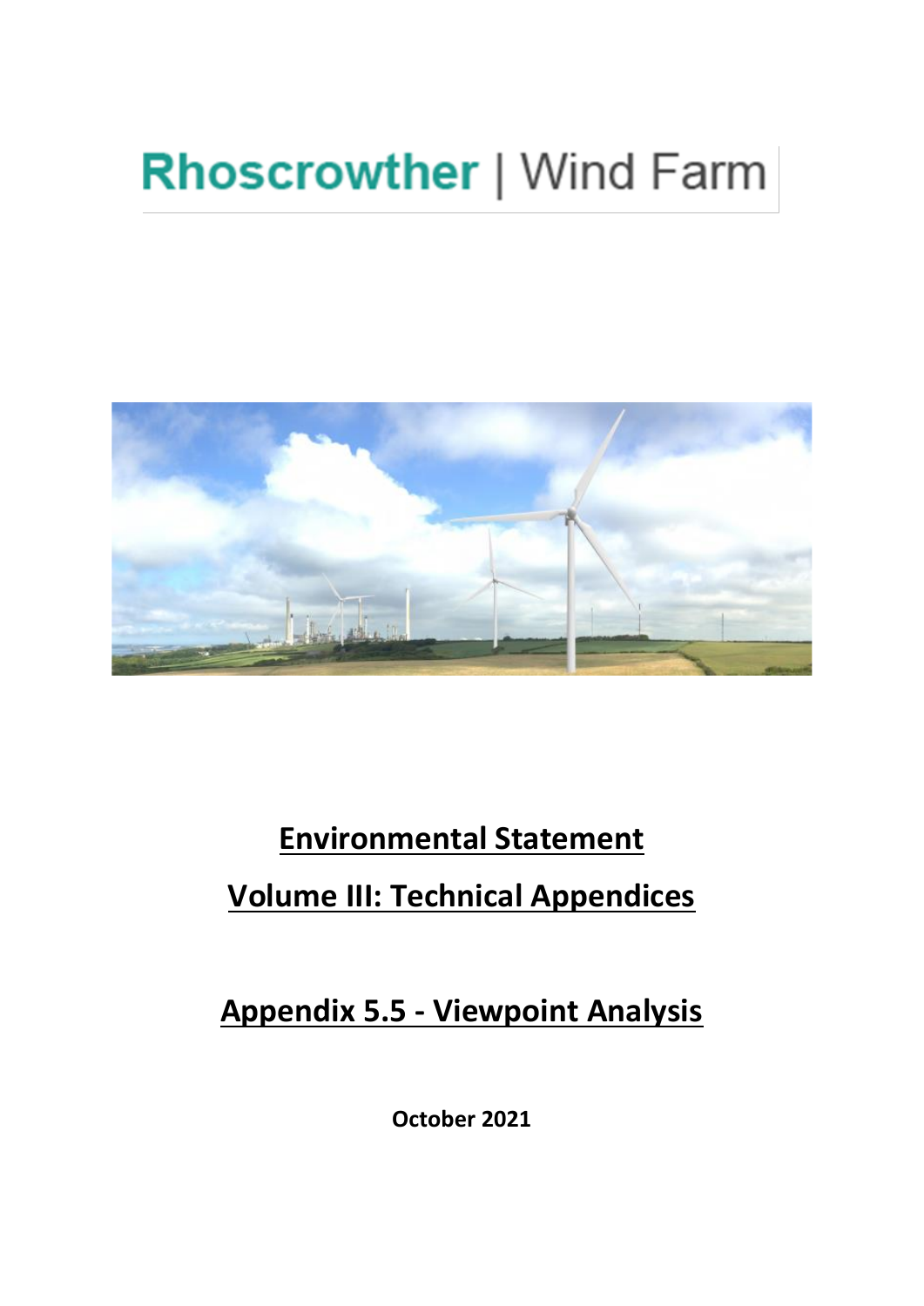# Rhoscrowther | Wind Farm

## Environmental Statement

## Volume III: Technical Appendices

## Appendix 5.5 - Viewpoint Analysis

**October 2021**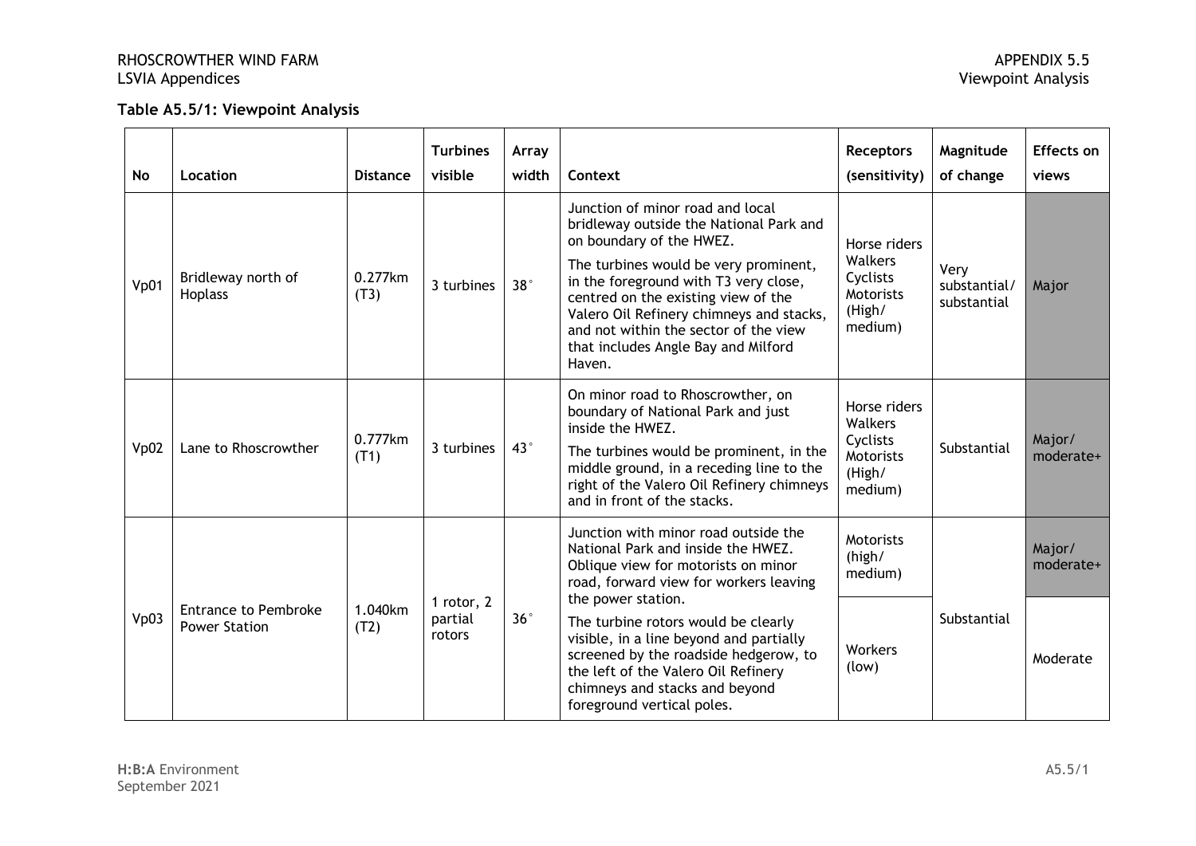**Table A5.5/1: Viewpoint Analysis**

| No | Location | Distance | Turbines visible | Array width | Context | Receptors (sensitivity) | Magnitude of change | Effects on views |
|---|---|---|---|---|---|---|---|---|
| Vp01 | Bridleway north of Hoplass | 0.277km (T3) | 3 turbines | 38° | Junction of minor road and local bridleway outside the National Park and on boundary of the HWEZ.<br><br>The turbines would be very prominent, in the foreground with T3 very close, centred on the existing view of the Valero Oil Refinery chimneys and stacks, and not within the sector of the view that includes Angle Bay and Milford Haven. | Horse riders Walkers Cyclists Motorists (High/ medium) | Very substantial/ substantial | Major |
| Vp02 | Lane to Rhoscrowther | 0.777km (T1) | 3 turbines | 43° | On minor road to Rhoscrowther, on boundary of National Park and just inside the HWEZ.<br><br>The turbines would be prominent, in the middle ground, in a receding line to the right of the Valero Oil Refinery chimneys and in front of the stacks. | Horse riders Walkers Cyclists Motorists (High/ medium) | Substantial | Major/ moderate+ |
| Vp03 | Entrance to Pembroke Power Station | 1.040km (T2) | 1 rotor, 2 partial rotors | 36° | Junction with minor road outside the National Park and inside the HWEZ. Oblique view for motorists on minor road, forward view for workers leaving the power station.<br><br>The turbine rotors would be clearly visible, in a line beyond and partially screened by the roadside hedgerow, to the left of the Valero Oil Refinery chimneys and stacks and beyond foreground vertical poles. | Motorists (high/ medium) | Substantial | Major/ moderate+ |
| | | | | | | Workers (low) | | Moderate |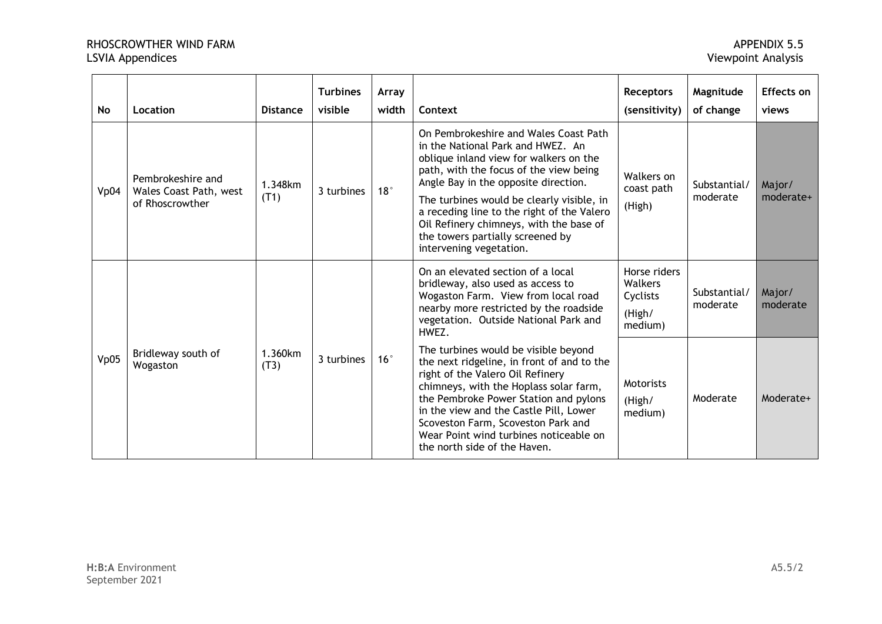| No | Location | Distance | Turbines visible | Array width | Context | Receptors (sensitivity) | Magnitude of change | Effects on views |
|---|---|---|---|---|---|---|---|---|
| Vp04 | Pembrokeshire and Wales Coast Path, west of Rhoscrowther | 1.348km (T1) | 3 turbines | 18˚ | On Pembrokeshire and Wales Coast Path in the National Park and HWEZ. An oblique inland view for walkers on the path, with the focus of the view being Angle Bay in the opposite direction. The turbines would be clearly visible, in a receding line to the right of the Valero Oil Refinery chimneys, with the base of the towers partially screened by intervening vegetation. | Walkers on coast path (High) | Substantial/ moderate | Major/ moderate+ |
| Vp05 | Bridleway south of Wogaston | 1.360km (T3) | 3 turbines | 16˚ | On an elevated section of a local bridleway, also used as access to Wogaston Farm. View from local road nearby more restricted by the roadside vegetation. Outside National Park and HWEZ. The turbines would be visible beyond the next ridgeline, in front of and to the right of the Valero Oil Refinery chimneys, with the Hoplass solar farm, the Pembroke Power Station and pylons in the view and the Castle Pill, Lower Scoveston Farm, Scoveston Park and Wear Point wind turbines noticeable on the north side of the Haven. | Horse riders Walkers Cyclists (High/ medium) | Substantial/ moderate | Major/ moderate |
| | | | | | | Motorists (High/ medium) | Moderate | Moderate+ |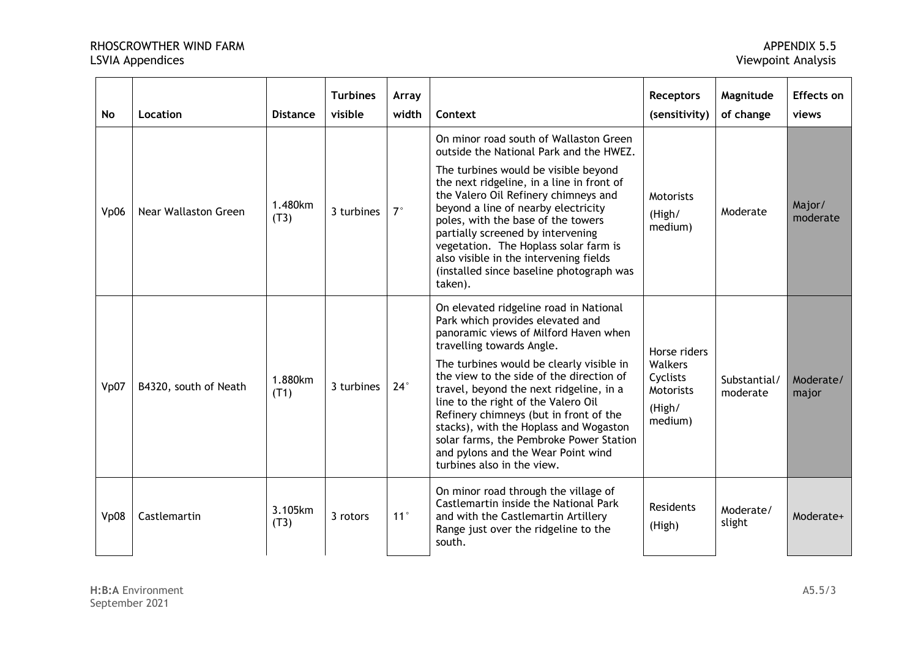| No | Location | Distance | Turbines visible | Array width | Context | Receptors (sensitivity) | Magnitude of change | Effects on views |
|---|---|---|---|---|---|---|---|---|
| Vp06 | Near Wallaston Green | 1.480km (T3) | 3 turbines | 7° | On minor road south of Wallaston Green outside the National Park and the HWEZ.<br><br>The turbines would be visible beyond the next ridgeline, in a line in front of the Valero Oil Refinery chimneys and beyond a line of nearby electricity poles, with the base of the towers partially screened by intervening vegetation. The Hoplass solar farm is also visible in the intervening fields (installed since baseline photograph was taken). | Motorists (High/ medium) | Moderate | Major/ moderate |
| Vp07 | B4320, south of Neath | 1.880km (T1) | 3 turbines | 24° | On elevated ridgeline road in National Park which provides elevated and panoramic views of Milford Haven when travelling towards Angle.<br><br>The turbines would be clearly visible in the view to the side of the direction of travel, beyond the next ridgeline, in a line to the right of the Valero Oil Refinery chimneys (but in front of the stacks), with the Hoplass and Wogaston solar farms, the Pembroke Power Station and pylons and the Wear Point wind turbines also in the view. | Horse riders<br>Walkers<br>Cyclists<br>Motorists<br>(High/ medium) | Substantial/ moderate | Moderate/ major |
| Vp08 | Castlemartin | 3.105km (T3) | 3 rotors | 11° | On minor road through the village of Castlemartin inside the National Park and with the Castlemartin Artillery Range just over the ridgeline to the south. | Residents (High) | Moderate/ slight | Moderate+ |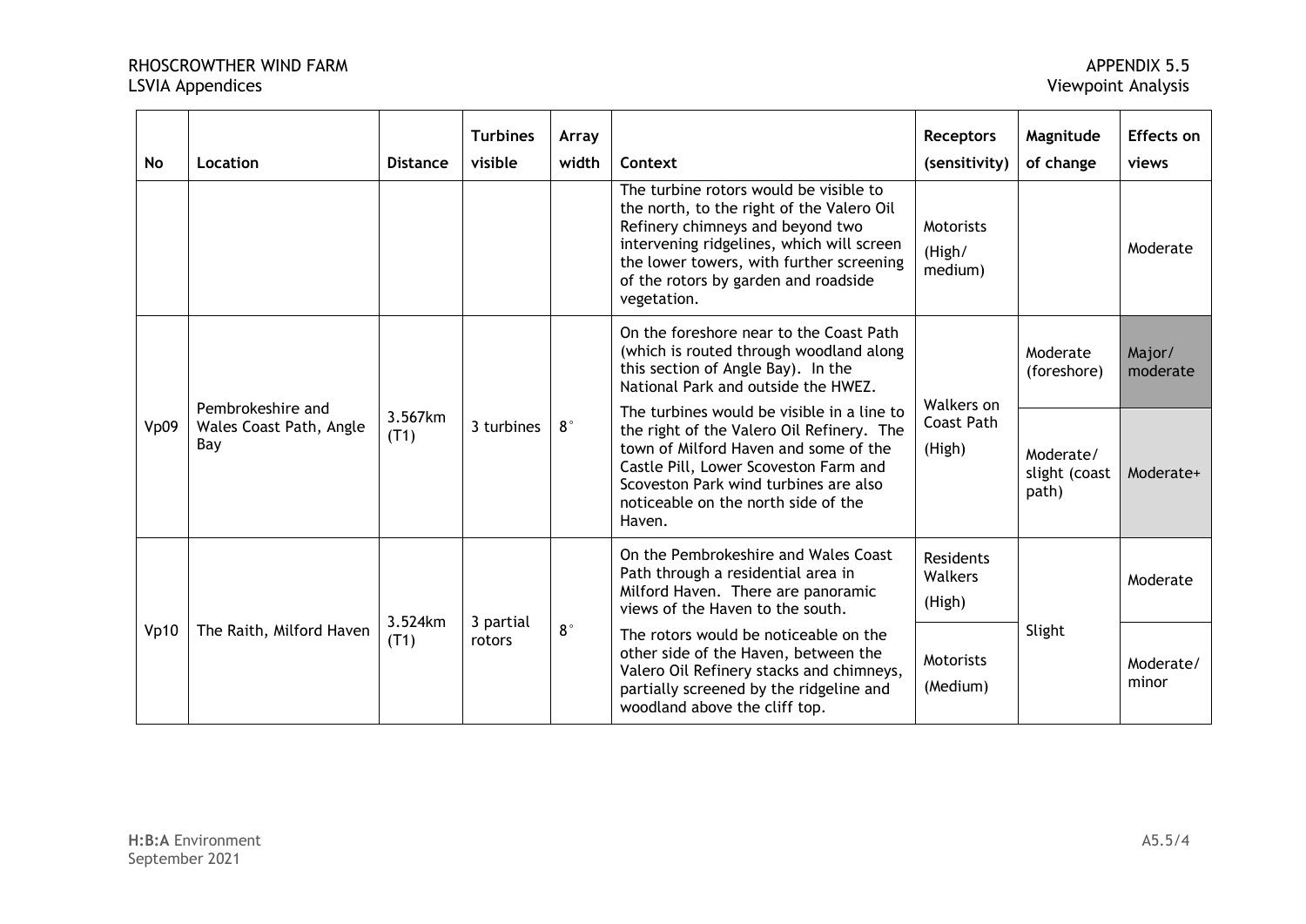| No | Location | Distance | Turbines visible | Array width | Context | Receptors (sensitivity) | Magnitude of change | Effects on views |
|---|---|---|---|---|---|---|---|---|
| | | | | | The turbine rotors would be visible to the north, to the right of the Valero Oil Refinery chimneys and beyond two intervening ridgelines, which will screen the lower towers, with further screening of the rotors by garden and roadside vegetation. | Motorists (High/ medium) | | Moderate |
| Vp09 | Pembrokeshire and Wales Coast Path, Angle Bay | 3.567km (T1) | 3 turbines | 8° | On the foreshore near to the Coast Path (which is routed through woodland along this section of Angle Bay). In the National Park and outside the HWEZ. | Walkers on Coast Path (High) | Moderate (foreshore) | Major/ moderate |
| | | | | | The turbines would be visible in a line to the right of the Valero Oil Refinery. The town of Milford Haven and some of the Castle Pill, Lower Scoveston Farm and Scoveston Park wind turbines are also noticeable on the north side of the Haven. | | Moderate/ slight (coast path) | Moderate+ |
| Vp10 | The Raith, Milford Haven | 3.524km (T1) | 3 partial rotors | 8° | On the Pembrokeshire and Wales Coast Path through a residential area in Milford Haven. There are panoramic views of the Haven to the south. | Residents Walkers (High) | Slight | Moderate |
| | | | | | The rotors would be noticeable on the other side of the Haven, between the Valero Oil Refinery stacks and chimneys, partially screened by the ridgeline and woodland above the cliff top. | Motorists (Medium) | | Moderate/ minor |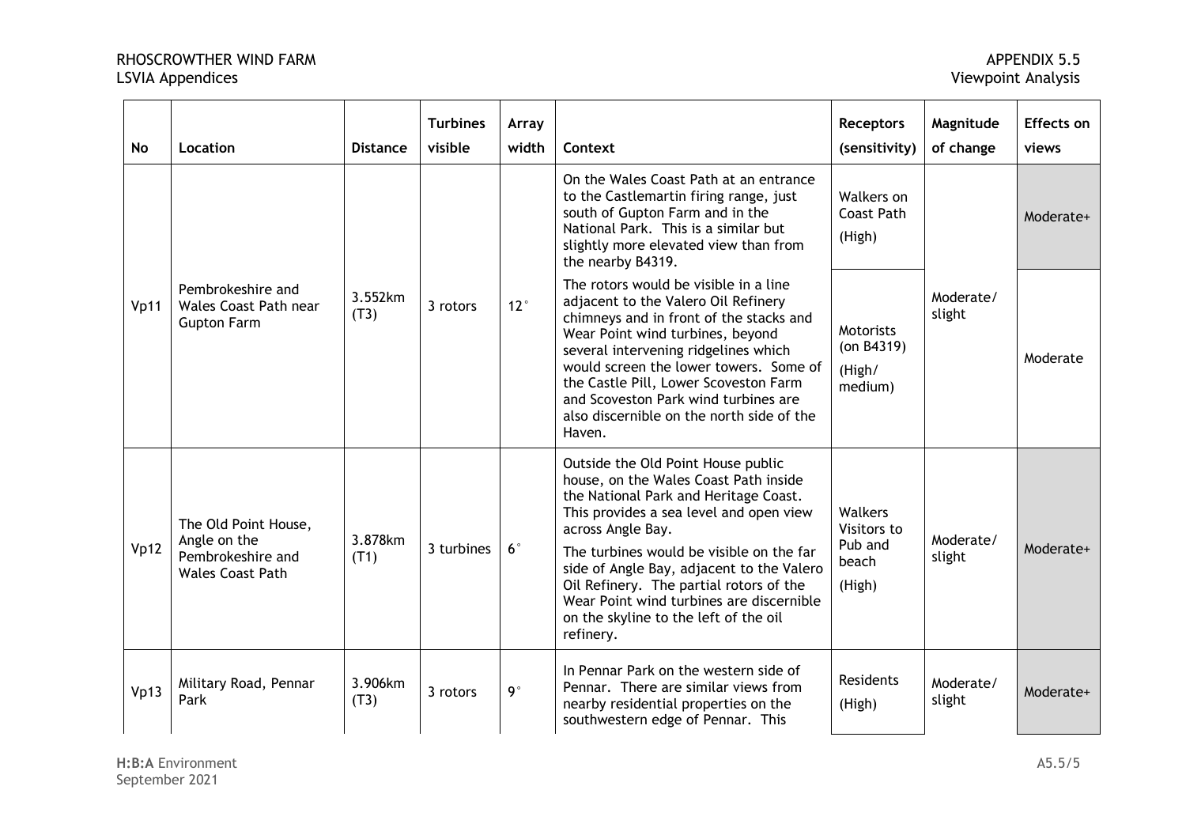| No | Location | Distance | Turbines visible | Array width | Context | Receptors (sensitivity) | Magnitude of change | Effects on views |
|---|---|---|---|---|---|---|---|---|
| Vp11 | Pembrokeshire and Wales Coast Path near Gupton Farm | 3.552km (T3) | 3 rotors | 12° | On the Wales Coast Path at an entrance to the Castlemartin firing range, just south of Gupton Farm and in the National Park. This is a similar but slightly more elevated view than from the nearby B4319. | Walkers on Coast Path (High) | Moderate/ slight | Moderate+ |
| | | | | | The rotors would be visible in a line adjacent to the Valero Oil Refinery chimneys and in front of the stacks and Wear Point wind turbines, beyond several intervening ridgelines which would screen the lower towers. Some of the Castle Pill, Lower Scoveston Farm and Scoveston Park wind turbines are also discernible on the north side of the Haven. | Motorists (on B4319) (High/ medium) | | Moderate |
| Vp12 | The Old Point House, Angle on the Pembrokeshire and Wales Coast Path | 3.878km (T1) | 3 turbines | 6° | Outside the Old Point House public house, on the Wales Coast Path inside the National Park and Heritage Coast. This provides a sea level and open view across Angle Bay.<br><br>The turbines would be visible on the far side of Angle Bay, adjacent to the Valero Oil Refinery. The partial rotors of the Wear Point wind turbines are discernible on the skyline to the left of the oil refinery. | Walkers Visitors to Pub and beach (High) | Moderate/ slight | Moderate+ |
| Vp13 | Military Road, Pennar Park | 3.906km (T3) | 3 rotors | 9° | In Pennar Park on the western side of Pennar. There are similar views from nearby residential properties on the southwestern edge of Pennar. This | Residents (High) | Moderate/ slight | Moderate+ |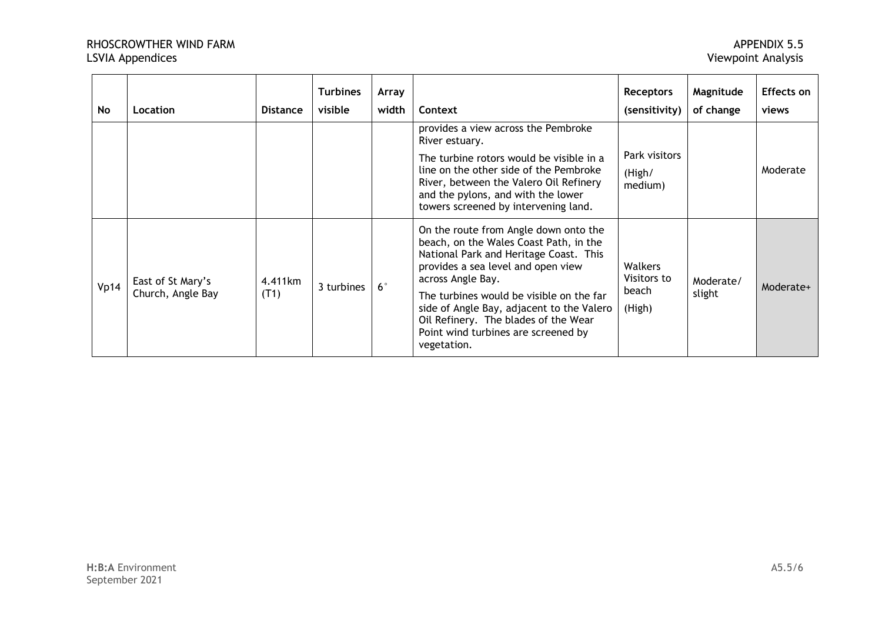| No | Location | Distance | Turbines visible | Array width | Context | Receptors (sensitivity) | Magnitude of change | Effects on views |
|---|---|---|---|---|---|---|---|---|
| | | | | | provides a view across the Pembroke River estuary.<br><br>The turbine rotors would be visible in a line on the other side of the Pembroke River, between the Valero Oil Refinery and the pylons, and with the lower towers screened by intervening land. | Park visitors (High/ medium) | | Moderate |
| Vp14 | East of St Mary's Church, Angle Bay | 4.411km (T1) | 3 turbines | 6° | On the route from Angle down onto the beach, on the Wales Coast Path, in the National Park and Heritage Coast. This provides a sea level and open view across Angle Bay.<br><br>The turbines would be visible on the far side of Angle Bay, adjacent to the Valero Oil Refinery. The blades of the Wear Point wind turbines are screened by vegetation. | Walkers Visitors to beach (High) | Moderate/ slight | Moderate+ |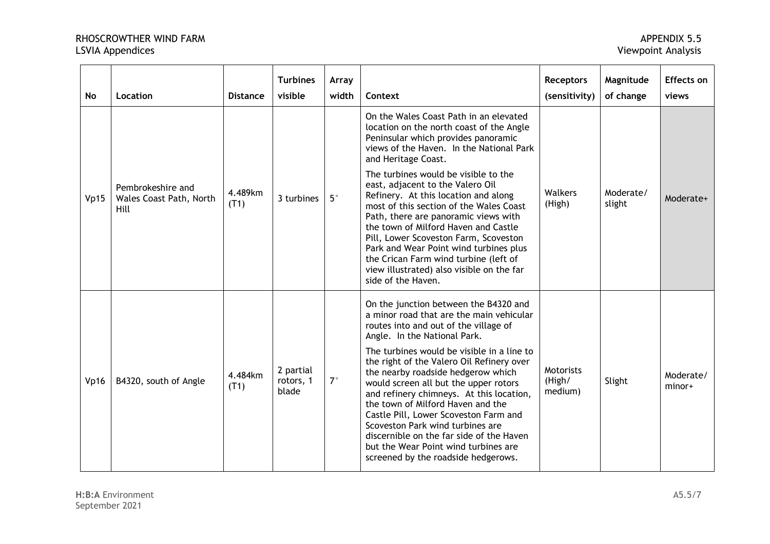| No | Location | Distance | Turbines visible | Array width | Context | Receptors (sensitivity) | Magnitude of change | Effects on views |
|---|---|---|---|---|---|---|---|---|
| Vp15 | Pembrokeshire and Wales Coast Path, North Hill | 4.489km (T1) | 3 turbines | 5° | On the Wales Coast Path in an elevated location on the north coast of the Angle Peninsular which provides panoramic views of the Haven. In the National Park and Heritage Coast.<br><br>The turbines would be visible to the east, adjacent to the Valero Oil Refinery. At this location and along most of this section of the Wales Coast Path, there are panoramic views with the town of Milford Haven and Castle Pill, Lower Scoveston Farm, Scoveston Park and Wear Point wind turbines plus the Crican Farm wind turbine (left of view illustrated) also visible on the far side of the Haven. | Walkers (High) | Moderate/ slight | Moderate+ |
| Vp16 | B4320, south of Angle | 4.484km (T1) | 2 partial rotors, 1 blade | 7° | On the junction between the B4320 and a minor road that are the main vehicular routes into and out of the village of Angle. In the National Park.<br><br>The turbines would be visible in a line to the right of the Valero Oil Refinery over the nearby roadside hedgerow which would screen all but the upper rotors and refinery chimneys. At this location, the town of Milford Haven and the Castle Pill, Lower Scoveston Farm and Scoveston Park wind turbines are discernible on the far side of the Haven but the Wear Point wind turbines are screened by the roadside hedgerows. | Motorists (High/ medium) | Slight | Moderate/ minor+ |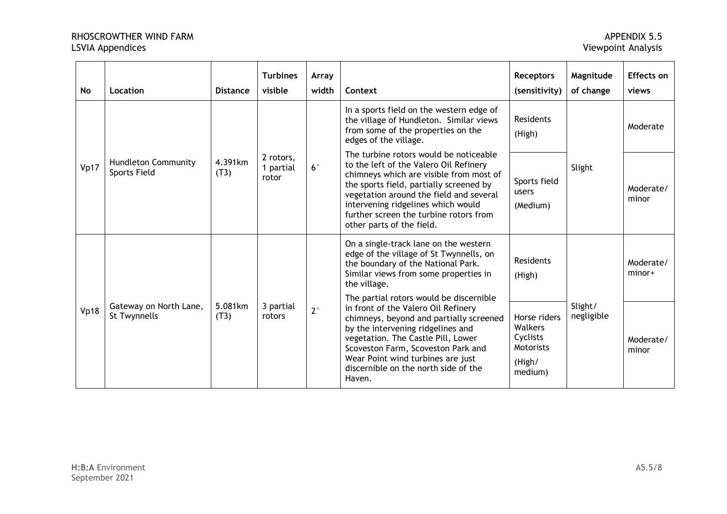| No | Location | Distance | Turbines visible | Array width | Context | Receptors (sensitivity) | Magnitude of change | Effects on views |
|---|---|---|---|---|---|---|---|---|
| Vp17 | Hundleton Community Sports Field | 4.391km (T3) | 2 rotors, 1 partial rotor | 6° | In a sports field on the western edge of the village of Hundleton. Similar views from some of the properties on the edges of the village. | Residents (High) | Slight | Moderate |
| | | | | | The turbine rotors would be noticeable to the left of the Valero Oil Refinery chimneys which are visible from most of the sports field, partially screened by vegetation around the field and several intervening ridgelines which would further screen the turbine rotors from other parts of the field. | Sports field users (Medium) | | Moderate/ minor |
| Vp18 | Gateway on North Lane, St Twynnells | 5.081km (T3) | 3 partial rotors | 2° | On a single-track lane on the western edge of the village of St Twynnells, on the boundary of the National Park. Similar views from some properties in the village. | Residents (High) | Slight/ negligible | Moderate/ minor+ |
| | | | | | The partial rotors would be discernible in front of the Valero Oil Refinery chimneys, beyond and partially screened by the intervening ridgelines and vegetation. The Castle Pill, Lower Scoveston Farm, Scoveston Park and Wear Point wind turbines are just discernible on the north side of the Haven. | Horse riders Walkers Cyclists Motorists (High/ medium) | | Moderate/ minor |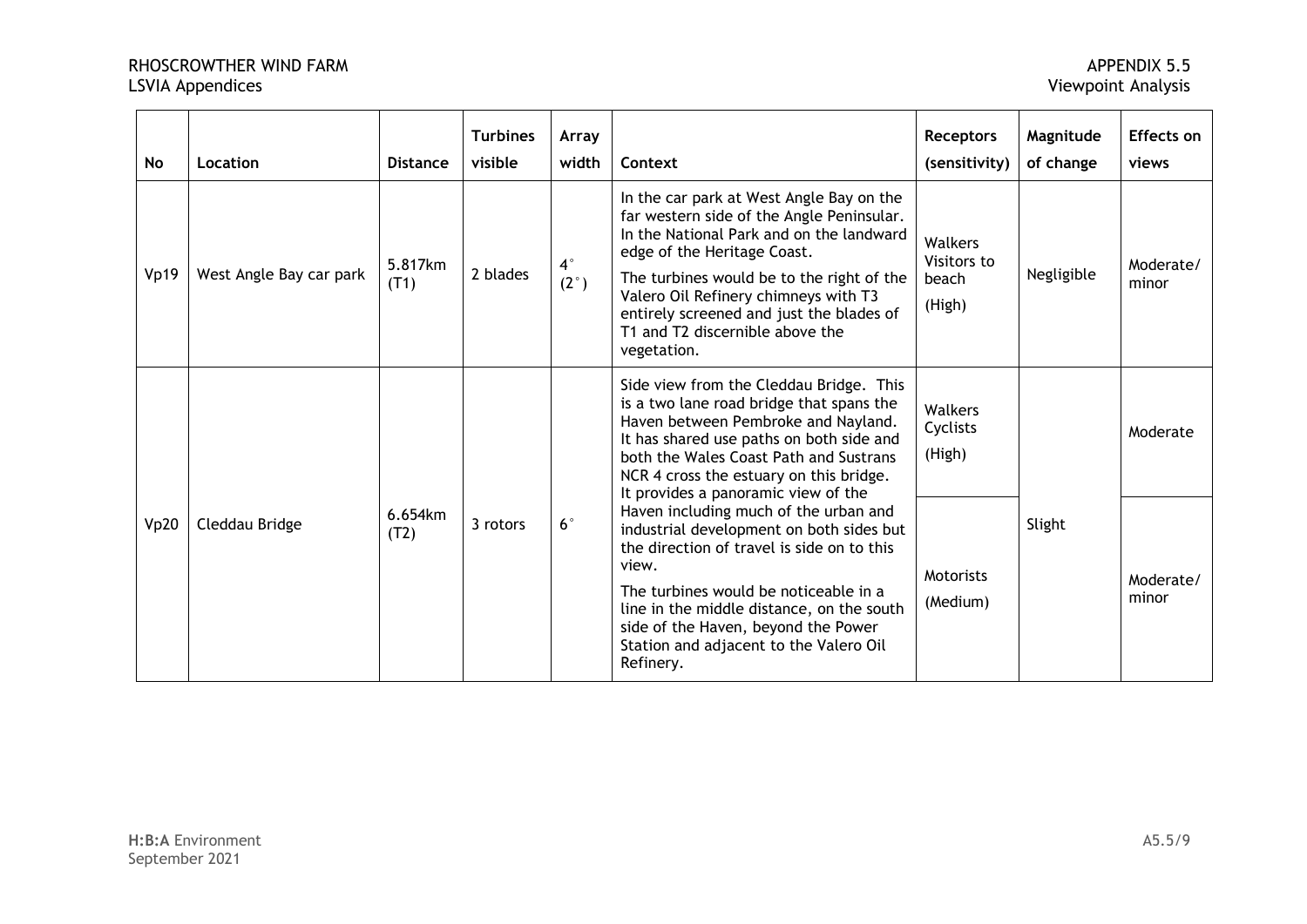| No | Location | Distance | Turbines visible | Array width | Context | Receptors (sensitivity) | Magnitude of change | Effects on views |
|---|---|---|---|---|---|---|---|---|
| Vp19 | West Angle Bay car park | 5.817km (T1) | 2 blades | 4° (2°) | In the car park at West Angle Bay on the far western side of the Angle Peninsular. In the National Park and on the landward edge of the Heritage Coast.<br><br>The turbines would be to the right of the Valero Oil Refinery chimneys with T3 entirely screened and just the blades of T1 and T2 discernible above the vegetation. | Walkers Visitors to beach (High) | Negligible | Moderate/ minor |
| Vp20 | Cleddau Bridge | 6.654km (T2) | 3 rotors | 6° | Side view from the Cleddau Bridge. This is a two lane road bridge that spans the Haven between Pembroke and Nayland. It has shared use paths on both side and both the Wales Coast Path and Sustrans NCR 4 cross the estuary on this bridge. It provides a panoramic view of the Haven including much of the urban and industrial development on both sides but the direction of travel is side on to this view.<br><br>The turbines would be noticeable in a line in the middle distance, on the south side of the Haven, beyond the Power Station and adjacent to the Valero Oil Refinery. | Walkers Cyclists (High) | Slight | Moderate |
| | | | | | | Motorists (Medium) | | Moderate/ minor |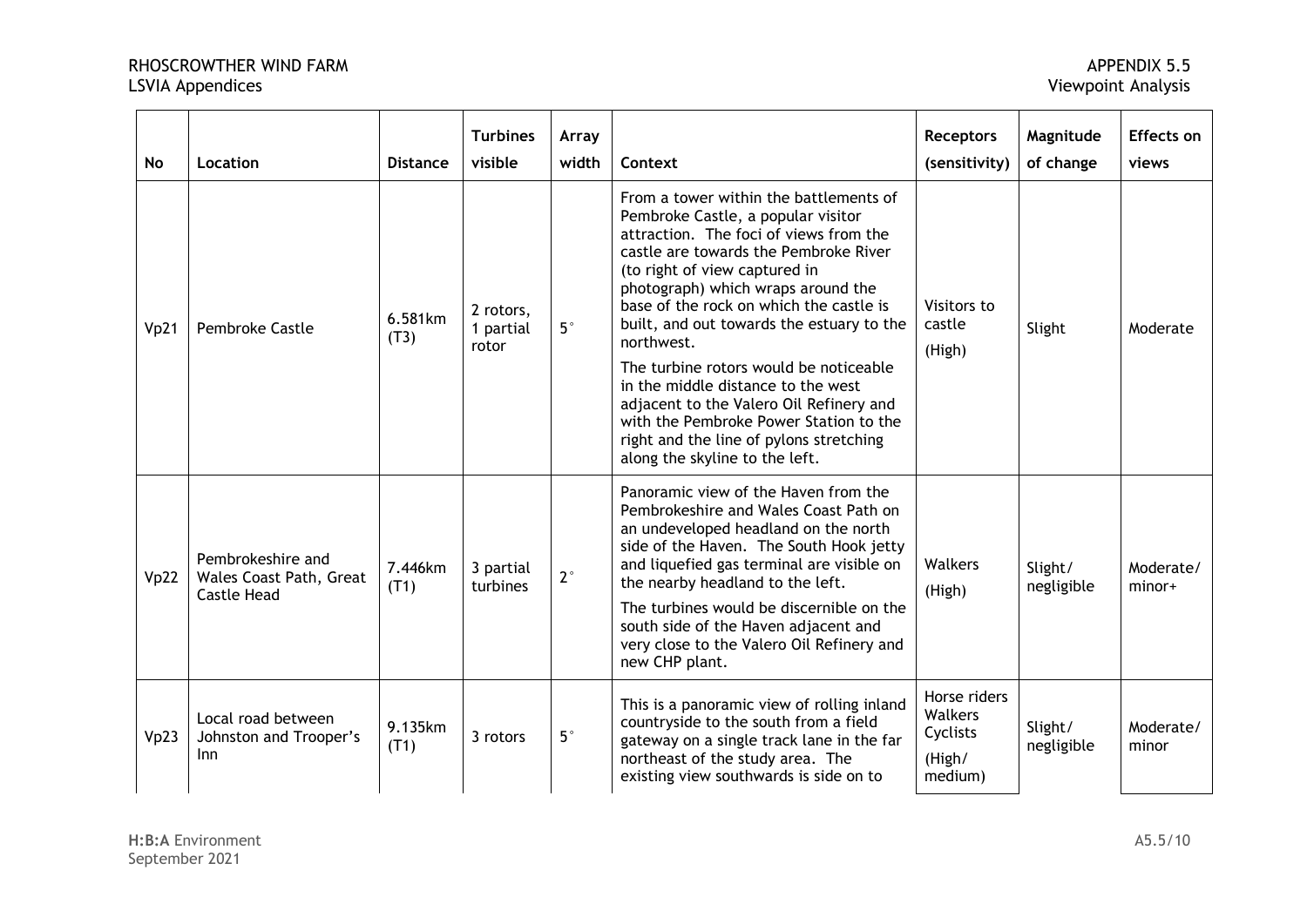| No | Location | Distance | Turbines visible | Array width | Context | Receptors (sensitivity) | Magnitude of change | Effects on views |
|---|---|---|---|---|---|---|---|---|
| Vp21 | Pembroke Castle | 6.581km (T3) | 2 rotors, 1 partial rotor | 5° | From a tower within the battlements of Pembroke Castle, a popular visitor attraction. The foci of views from the castle are towards the Pembroke River (to right of view captured in photograph) which wraps around the base of the rock on which the castle is built, and out towards the estuary to the northwest. The turbine rotors would be noticeable in the middle distance to the west adjacent to the Valero Oil Refinery and with the Pembroke Power Station to the right and the line of pylons stretching along the skyline to the left. | Visitors to castle (High) | Slight | Moderate |
| Vp22 | Pembrokeshire and Wales Coast Path, Great Castle Head | 7.446km (T1) | 3 partial turbines | 2° | Panoramic view of the Haven from the Pembrokeshire and Wales Coast Path on an undeveloped headland on the north side of the Haven. The South Hook jetty and liquefied gas terminal are visible on the nearby headland to the left. The turbines would be discernible on the south side of the Haven adjacent and very close to the Valero Oil Refinery and new CHP plant. | Walkers (High) | Slight/ negligible | Moderate/ minor+ |
| Vp23 | Local road between Johnston and Trooper's Inn | 9.135km (T1) | 3 rotors | 5° | This is a panoramic view of rolling inland countryside to the south from a field gateway on a single track lane in the far northeast of the study area. The existing view southwards is side on to | Horse riders Walkers Cyclists (High/ medium) | Slight/ negligible | Moderate/ minor |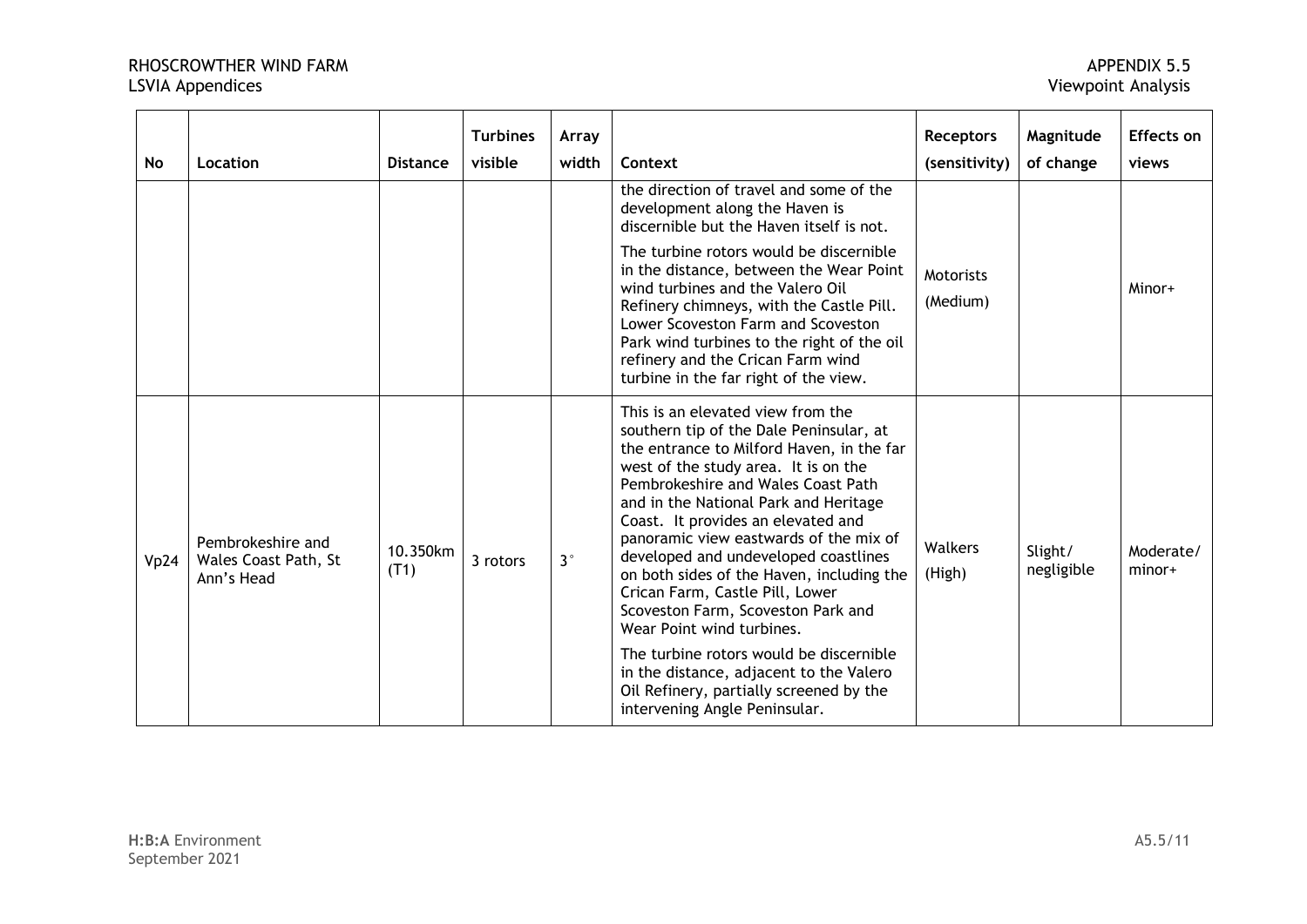| No | Location | Distance | Turbines visible | Array width | Context | Receptors (sensitivity) | Magnitude of change | Effects on views |
|---|---|---|---|---|---|---|---|---|
| | | | | | the direction of travel and some of the development along the Haven is discernible but the Haven itself is not. The turbine rotors would be discernible in the distance, between the Wear Point wind turbines and the Valero Oil Refinery chimneys, with the Castle Pill. Lower Scoveston Farm and Scoveston Park wind turbines to the right of the oil refinery and the Crican Farm wind turbine in the far right of the view. | Motorists (Medium) | | Minor+ |
| Vp24 | Pembrokeshire and Wales Coast Path, St Ann's Head | 10.350km (T1) | 3 rotors | 3° | This is an elevated view from the southern tip of the Dale Peninsular, at the entrance to Milford Haven, in the far west of the study area. It is on the Pembrokeshire and Wales Coast Path and in the National Park and Heritage Coast. It provides an elevated and panoramic view eastwards of the mix of developed and undeveloped coastlines on both sides of the Haven, including the Crican Farm, Castle Pill, Lower Scoveston Farm, Scoveston Park and Wear Point wind turbines. The turbine rotors would be discernible in the distance, adjacent to the Valero Oil Refinery, partially screened by the intervening Angle Peninsular. | Walkers (High) | Slight/ negligible | Moderate/ minor+ |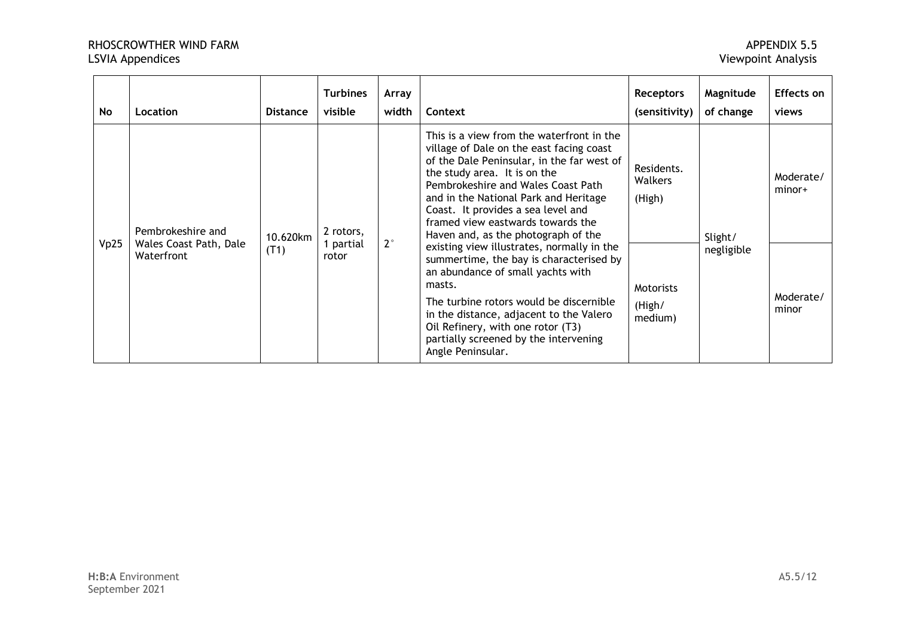| No | Location | Distance | Turbines visible | Array width | Context | Receptors (sensitivity) | Magnitude of change | Effects on views |
|---|---|---|---|---|---|---|---|---|
| Vp25 | Pembrokeshire and Wales Coast Path, Dale Waterfront | 10.620km (T1) | 2 rotors, 1 partial rotor | 2° | This is a view from the waterfront in the village of Dale on the east facing coast of the Dale Peninsular, in the far west of the study area. It is on the Pembrokeshire and Wales Coast Path and in the National Park and Heritage Coast. It provides a sea level and framed view eastwards towards the Haven and, as the photograph of the existing view illustrates, normally in the summertime, the bay is characterised by an abundance of small yachts with masts.<br><br>The turbine rotors would be discernible in the distance, adjacent to the Valero Oil Refinery, with one rotor (T3) partially screened by the intervening Angle Peninsular. | Residents. Walkers (High) | Slight/ negligible | Moderate/ minor+ |
| | | | | | | Motorists (High/ medium) | | Moderate/ minor |